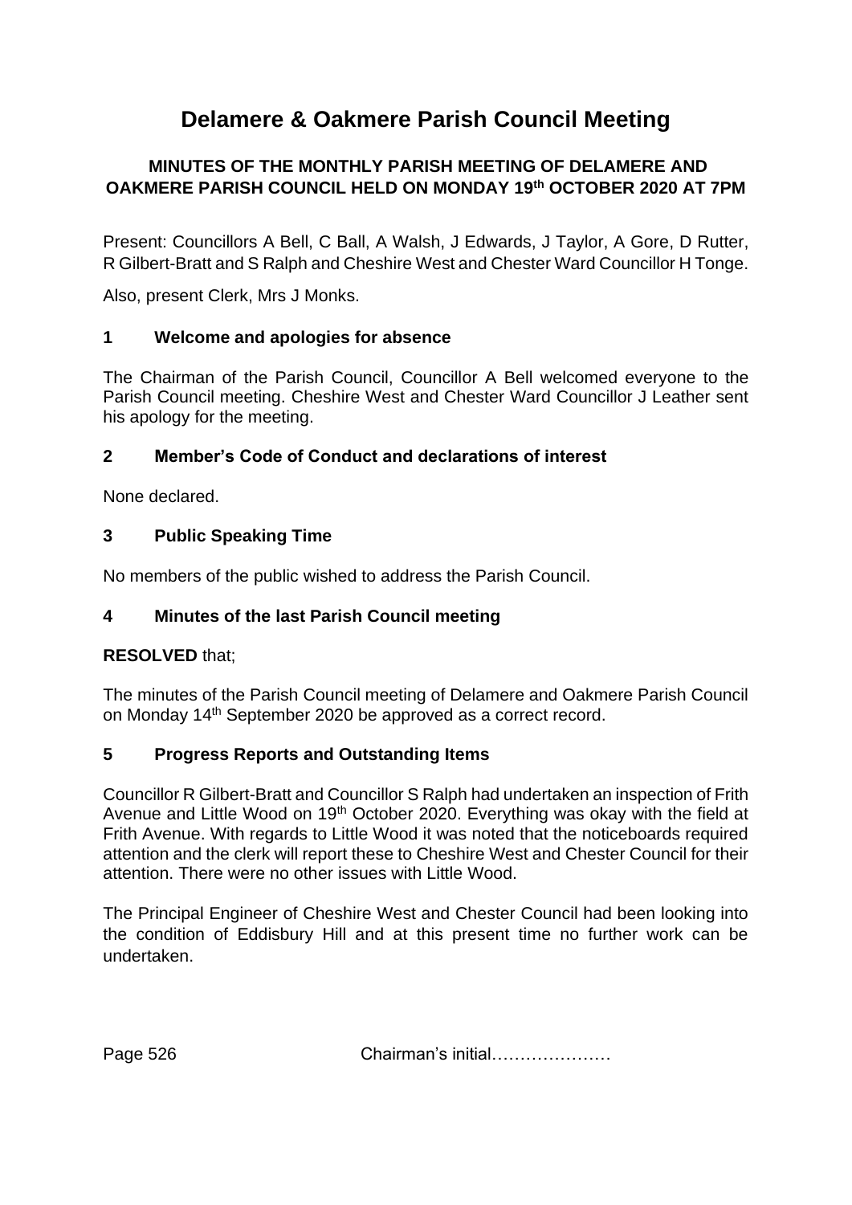# Delamere & Oakmere Parish Council Meeting

**MINUTES OF THE MONTHLY PARISH MEETING OF DELAMERE AND OAKMERE PARISH COUNCIL HELD ON MONDAY 19th OCTOBER 2020 AT 7PM**

Present: Councillors A Bell, C Ball, A Walsh, J Edwards, J Taylor, A Gore, D Rutter, R Gilbert-Bratt and S Ralph and Cheshire West and Chester Ward Councillor H Tonge.

Also, present Clerk, Mrs J Monks.

## 1 Welcome and apologies for absence

The Chairman of the Parish Council, Councillor A Bell welcomed everyone to the Parish Council meeting. Cheshire West and Chester Ward Councillor J Leather sent his apology for the meeting.

## 2 Member's Code of Conduct and declarations of interest

None declared.

## 3 Public Speaking Time

No members of the public wished to address the Parish Council.

## 4 Minutes of the last Parish Council meeting

**RESOLVED** that;

The minutes of the Parish Council meeting of Delamere and Oakmere Parish Council on Monday 14th September 2020 be approved as a correct record.

## 5 Progress Reports and Outstanding Items

Councillor R Gilbert-Bratt and Councillor S Ralph had undertaken an inspection of Frith Avenue and Little Wood on 19th October 2020. Everything was okay with the field at Frith Avenue. With regards to Little Wood it was noted that the noticeboards required attention and the clerk will report these to Cheshire West and Chester Council for their attention. There were no other issues with Little Wood.

The Principal Engineer of Cheshire West and Chester Council had been looking into the condition of Eddisbury Hill and at this present time no further work can be undertaken.

Chairman's initial…………………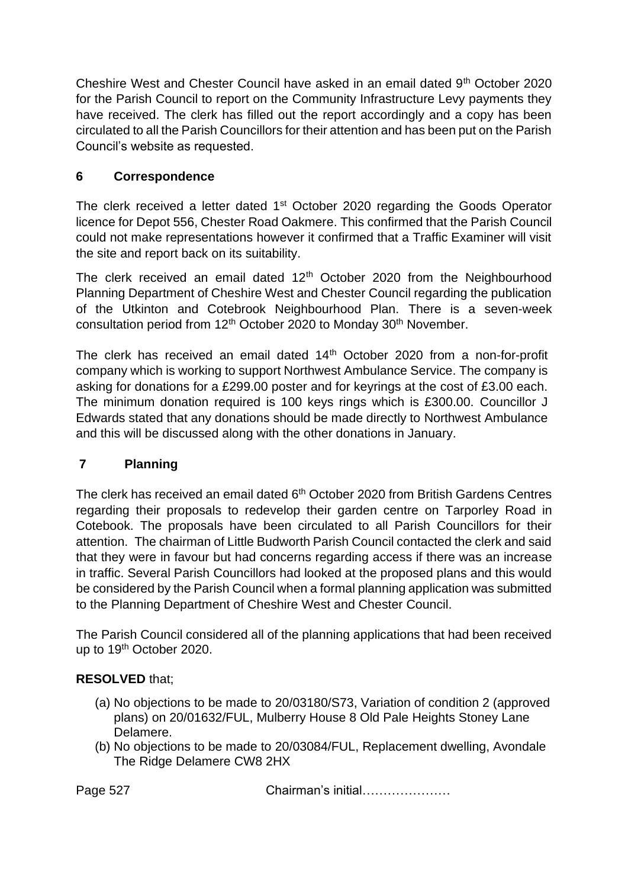Cheshire West and Chester Council have asked in an email dated 9th October 2020 for the Parish Council to report on the Community Infrastructure Levy payments they have received. The clerk has filled out the report accordingly and a copy has been circulated to all the Parish Councillors for their attention and has been put on the Parish Council's website as requested.

## 6 Correspondence

The clerk received a letter dated 1st October 2020 regarding the Goods Operator licence for Depot 556, Chester Road Oakmere. This confirmed that the Parish Council could not make representations however it confirmed that a Traffic Examiner will visit the site and report back on its suitability.

The clerk received an email dated 12th October 2020 from the Neighbourhood Planning Department of Cheshire West and Chester Council regarding the publication of the Utkinton and Cotebrook Neighbourhood Plan. There is a seven-week consultation period from 12th October 2020 to Monday 30th November.

The clerk has received an email dated 14th October 2020 from a non-for-profit company which is working to support Northwest Ambulance Service. The company is asking for donations for a £299.00 poster and for keyrings at the cost of £3.00 each. The minimum donation required is 100 keys rings which is £300.00. Councillor J Edwards stated that any donations should be made directly to Northwest Ambulance and this will be discussed along with the other donations in January.

## 7 Planning

The clerk has received an email dated 6th October 2020 from British Gardens Centres regarding their proposals to redevelop their garden centre on Tarporley Road in Cotebook. The proposals have been circulated to all Parish Councillors for their attention. The chairman of Little Budworth Parish Council contacted the clerk and said that they were in favour but had concerns regarding access if there was an increase in traffic. Several Parish Councillors had looked at the proposed plans and this would be considered by the Parish Council when a formal planning application was submitted to the Planning Department of Cheshire West and Chester Council.

The Parish Council considered all of the planning applications that had been received up to 19th October 2020.

**RESOLVED** that;

(a) No objections to be made to 20/03180/S73, Variation of condition 2 (approved plans) on 20/01632/FUL, Mulberry House 8 Old Pale Heights Stoney Lane Delamere.

(b) No objections to be made to 20/03084/FUL, Replacement dwelling, Avondale The Ridge Delamere CW8 2HX

Chairman's initial…………………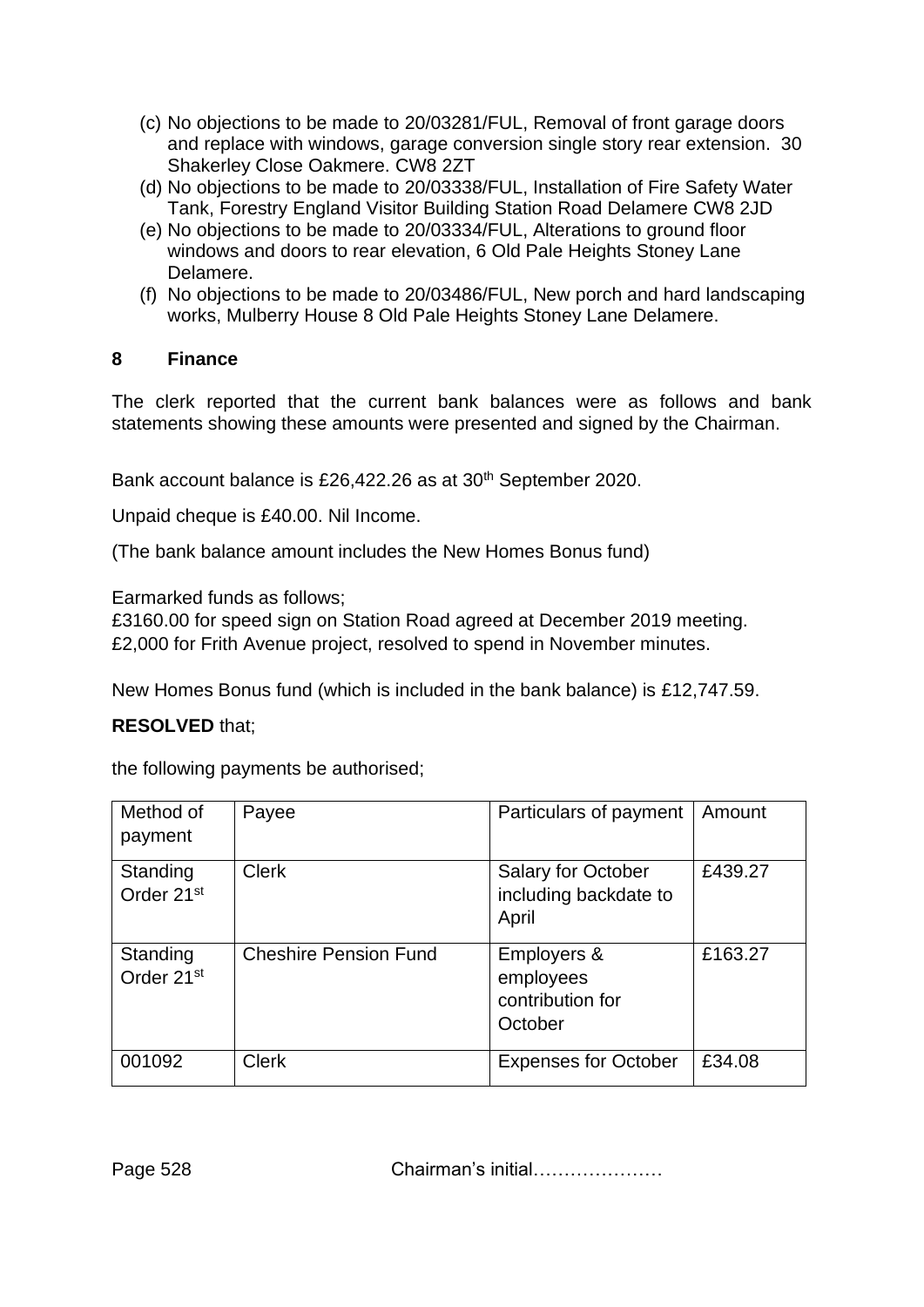(c) No objections to be made to 20/03281/FUL, Removal of front garage doors and replace with windows, garage conversion single story rear extension. 30 Shakerley Close Oakmere. CW8 2ZT

(d) No objections to be made to 20/03338/FUL, Installation of Fire Safety Water Tank, Forestry England Visitor Building Station Road Delamere CW8 2JD

(e) No objections to be made to 20/03334/FUL, Alterations to ground floor windows and doors to rear elevation, 6 Old Pale Heights Stoney Lane Delamere.

(f) No objections to be made to 20/03486/FUL, New porch and hard landscaping works, Mulberry House 8 Old Pale Heights Stoney Lane Delamere.

## 8 Finance

The clerk reported that the current bank balances were as follows and bank statements showing these amounts were presented and signed by the Chairman.

Bank account balance is £26,422.26 as at 30th September 2020.

Unpaid cheque is £40.00. Nil Income.

(The bank balance amount includes the New Homes Bonus fund)

Earmarked funds as follows;
£3160.00 for speed sign on Station Road agreed at December 2019 meeting.
£2,000 for Frith Avenue project, resolved to spend in November minutes.

New Homes Bonus fund (which is included in the bank balance) is £12,747.59.

**RESOLVED** that;

the following payments be authorised;

| Method of payment | Payee | Particulars of payment | Amount |
|---|---|---|---|
| Standing Order 21st | Clerk | Salary for October including backdate to April | £439.27 |
| Standing Order 21st | Cheshire Pension Fund | Employers & employees contribution for October | £163.27 |
| 001092 | Clerk | Expenses for October | £34.08 |

Chairman's initial…………………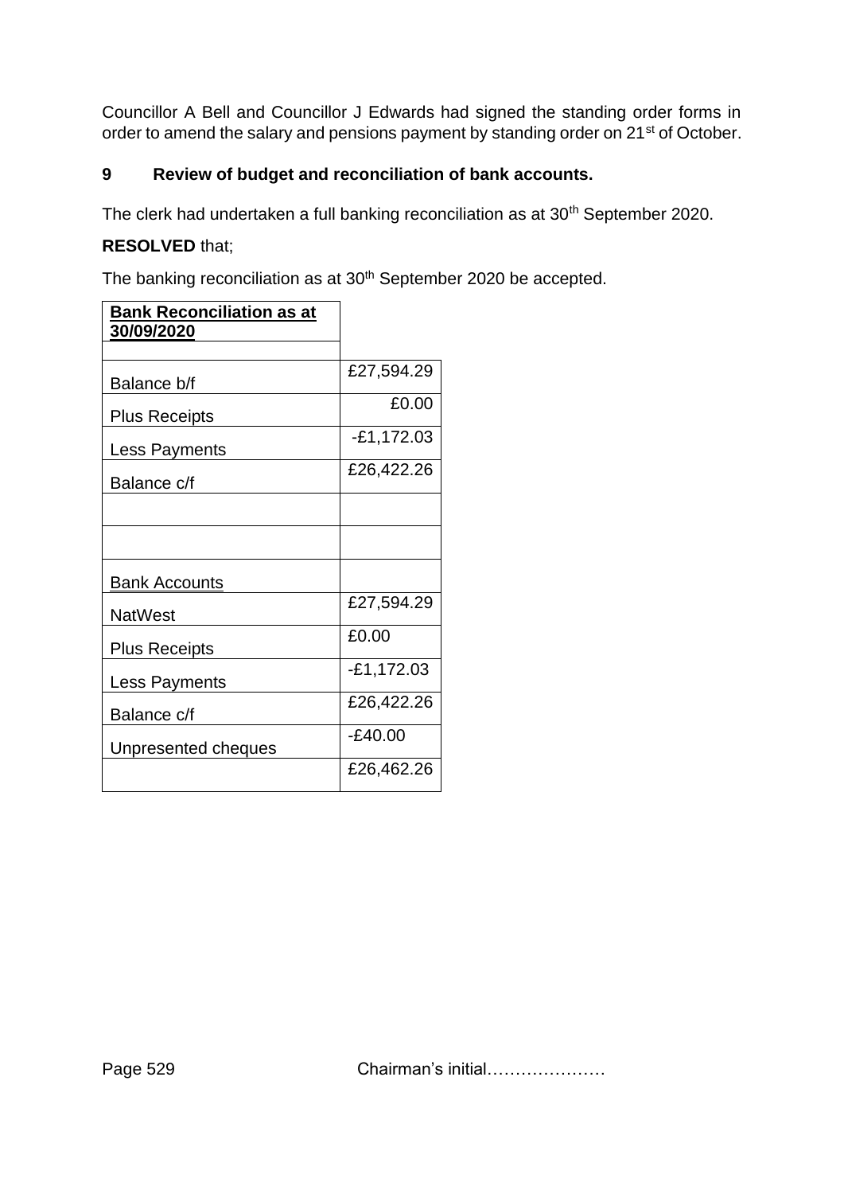Councillor A Bell and Councillor J Edwards had signed the standing order forms in order to amend the salary and pensions payment by standing order on 21st of October.

## 9 Review of budget and reconciliation of bank accounts.

The clerk had undertaken a full banking reconciliation as at 30th September 2020.

**RESOLVED** that;

The banking reconciliation as at 30th September 2020 be accepted.

| **Bank Reconciliation as at 30/09/2020** | |
|---|---|
| | |
| Balance b/f | £27,594.29 |
| Plus Receipts | £0.00 |
| Less Payments | -£1,172.03 |
| Balance c/f | £26,422.26 |
| | |
| | |
| Bank Accounts | |
| NatWest | £27,594.29 |
| Plus Receipts | £0.00 |
| Less Payments | -£1,172.03 |
| Balance c/f | £26,422.26 |
| Unpresented cheques | -£40.00 |
| | £26,462.26 |

Chairman's initial…………………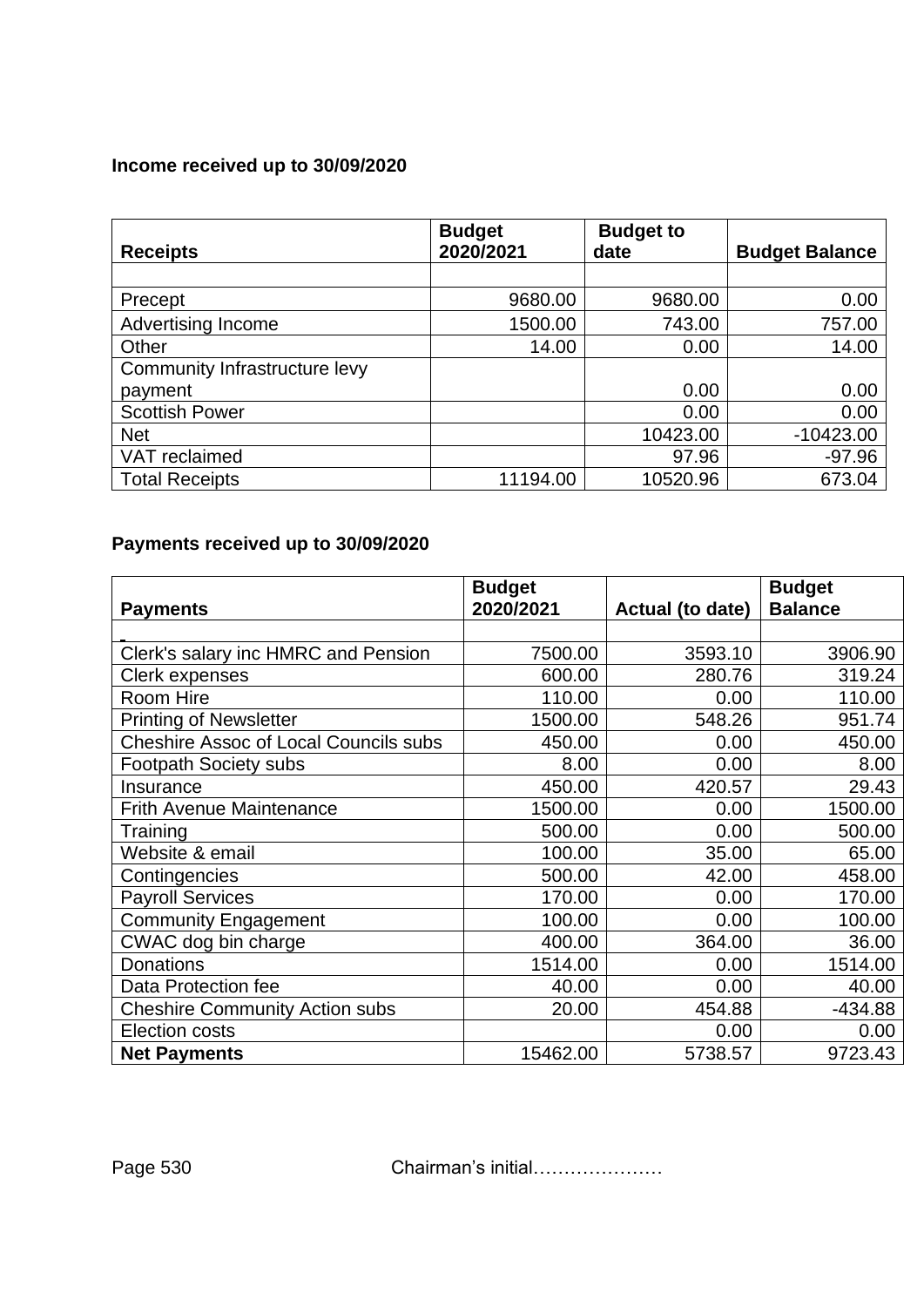**Income received up to 30/09/2020**

| Receipts | Budget 2020/2021 | Budget to date | Budget Balance |
|---|---|---|---|
| | | | |
| Precept | 9680.00 | 9680.00 | 0.00 |
| Advertising Income | 1500.00 | 743.00 | 757.00 |
| Other | 14.00 | 0.00 | 14.00 |
| Community Infrastructure levy payment | | 0.00 | 0.00 |
| Scottish Power | | 0.00 | 0.00 |
| Net | | 10423.00 | -10423.00 |
| VAT reclaimed | | 97.96 | -97.96 |
| Total Receipts | 11194.00 | 10520.96 | 673.04 |

**Payments received up to 30/09/2020**

| Payments | Budget 2020/2021 | Actual (to date) | Budget Balance |
|---|---|---|---|
| | | | |
| Clerk's salary inc HMRC and Pension | 7500.00 | 3593.10 | 3906.90 |
| Clerk expenses | 600.00 | 280.76 | 319.24 |
| Room Hire | 110.00 | 0.00 | 110.00 |
| Printing of Newsletter | 1500.00 | 548.26 | 951.74 |
| Cheshire Assoc of Local Councils subs | 450.00 | 0.00 | 450.00 |
| Footpath Society subs | 8.00 | 0.00 | 8.00 |
| Insurance | 450.00 | 420.57 | 29.43 |
| Frith Avenue Maintenance | 1500.00 | 0.00 | 1500.00 |
| Training | 500.00 | 0.00 | 500.00 |
| Website & email | 100.00 | 35.00 | 65.00 |
| Contingencies | 500.00 | 42.00 | 458.00 |
| Payroll Services | 170.00 | 0.00 | 170.00 |
| Community Engagement | 100.00 | 0.00 | 100.00 |
| CWAC dog bin charge | 400.00 | 364.00 | 36.00 |
| Donations | 1514.00 | 0.00 | 1514.00 |
| Data Protection fee | 40.00 | 0.00 | 40.00 |
| Cheshire Community Action subs | 20.00 | 454.88 | -434.88 |
| Election costs | | 0.00 | 0.00 |
| **Net Payments** | 15462.00 | 5738.57 | 9723.43 |

Page 530 Chairman's initial…………………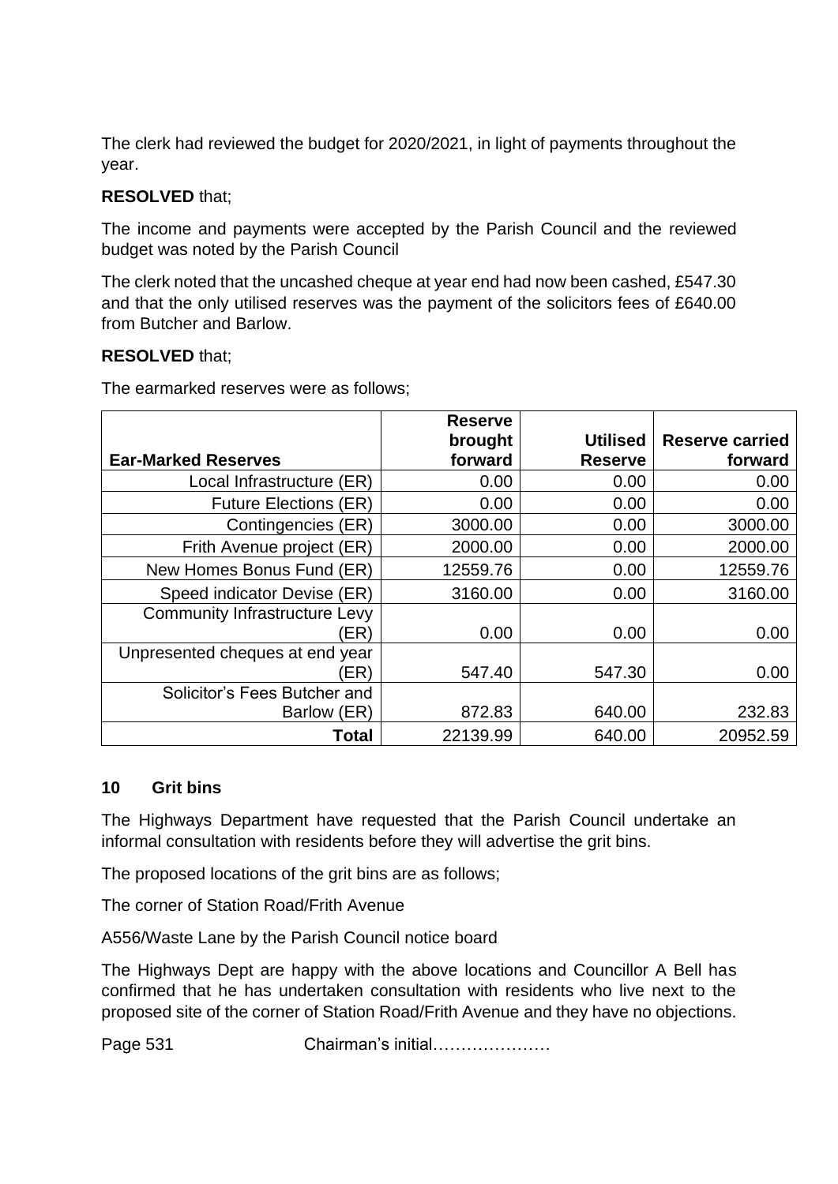The clerk had reviewed the budget for 2020/2021, in light of payments throughout the year.

**RESOLVED** that;

The income and payments were accepted by the Parish Council and the reviewed budget was noted by the Parish Council

The clerk noted that the uncashed cheque at year end had now been cashed, £547.30 and that the only utilised reserves was the payment of the solicitors fees of £640.00 from Butcher and Barlow.

**RESOLVED** that;

The earmarked reserves were as follows;

| Ear-Marked Reserves | Reserve brought forward | Utilised Reserve | Reserve carried forward |
|---|---|---|---|
| Local Infrastructure (ER) | 0.00 | 0.00 | 0.00 |
| Future Elections (ER) | 0.00 | 0.00 | 0.00 |
| Contingencies (ER) | 3000.00 | 0.00 | 3000.00 |
| Frith Avenue project (ER) | 2000.00 | 0.00 | 2000.00 |
| New Homes Bonus Fund (ER) | 12559.76 | 0.00 | 12559.76 |
| Speed indicator Devise (ER) | 3160.00 | 0.00 | 3160.00 |
| Community Infrastructure Levy (ER) | 0.00 | 0.00 | 0.00 |
| Unpresented cheques at end year (ER) | 547.40 | 547.30 | 0.00 |
| Solicitor's Fees Butcher and Barlow (ER) | 872.83 | 640.00 | 232.83 |
| **Total** | 22139.99 | 640.00 | 20952.59 |

## 10 Grit bins

The Highways Department have requested that the Parish Council undertake an informal consultation with residents before they will advertise the grit bins.

The proposed locations of the grit bins are as follows;

The corner of Station Road/Frith Avenue

A556/Waste Lane by the Parish Council notice board

The Highways Dept are happy with the above locations and Councillor A Bell has confirmed that he has undertaken consultation with residents who live next to the proposed site of the corner of Station Road/Frith Avenue and they have no objections.

Chairman's initial…………………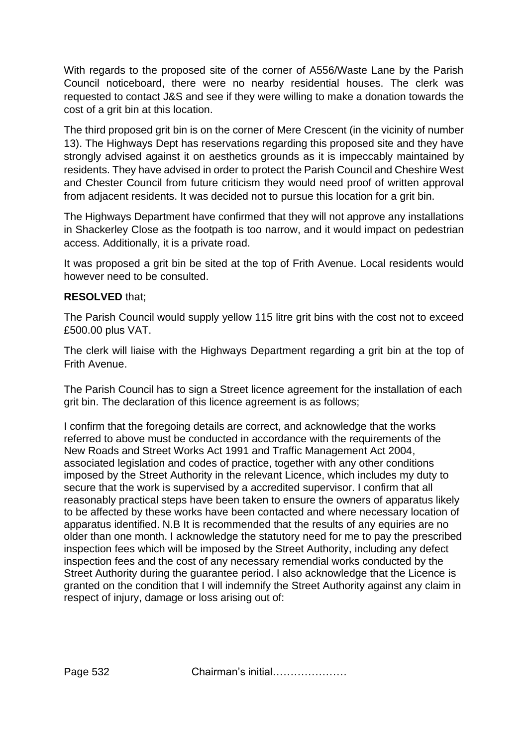With regards to the proposed site of the corner of A556/Waste Lane by the Parish Council noticeboard, there were no nearby residential houses. The clerk was requested to contact J&S and see if they were willing to make a donation towards the cost of a grit bin at this location.

The third proposed grit bin is on the corner of Mere Crescent (in the vicinity of number 13). The Highways Dept has reservations regarding this proposed site and they have strongly advised against it on aesthetics grounds as it is impeccably maintained by residents. They have advised in order to protect the Parish Council and Cheshire West and Chester Council from future criticism they would need proof of written approval from adjacent residents. It was decided not to pursue this location for a grit bin.

The Highways Department have confirmed that they will not approve any installations in Shackerley Close as the footpath is too narrow, and it would impact on pedestrian access. Additionally, it is a private road.

It was proposed a grit bin be sited at the top of Frith Avenue. Local residents would however need to be consulted.

**RESOLVED** that;

The Parish Council would supply yellow 115 litre grit bins with the cost not to exceed £500.00 plus VAT.

The clerk will liaise with the Highways Department regarding a grit bin at the top of Frith Avenue.

The Parish Council has to sign a Street licence agreement for the installation of each grit bin. The declaration of this licence agreement is as follows;

I confirm that the foregoing details are correct, and acknowledge that the works referred to above must be conducted in accordance with the requirements of the New Roads and Street Works Act 1991 and Traffic Management Act 2004, associated legislation and codes of practice, together with any other conditions imposed by the Street Authority in the relevant Licence, which includes my duty to secure that the work is supervised by a accredited supervisor. I confirm that all reasonably practical steps have been taken to ensure the owners of apparatus likely to be affected by these works have been contacted and where necessary location of apparatus identified. N.B It is recommended that the results of any equiries are no older than one month. I acknowledge the statutory need for me to pay the prescribed inspection fees which will be imposed by the Street Authority, including any defect inspection fees and the cost of any necessary remendial works conducted by the Street Authority during the guarantee period. I also acknowledge that the Licence is granted on the condition that I will indemnify the Street Authority against any claim in respect of injury, damage or loss arising out of:

Chairman's initial…………………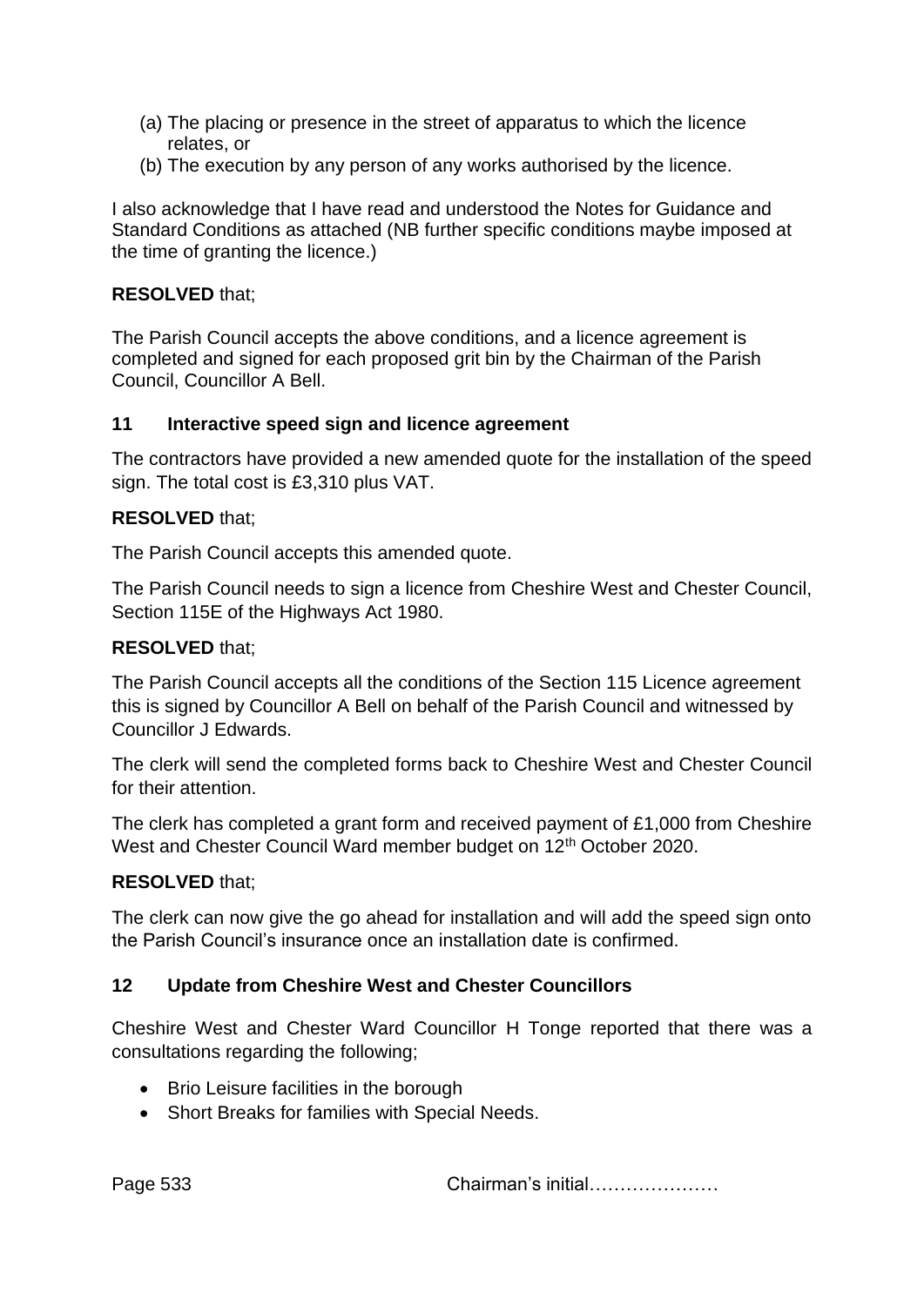(a) The placing or presence in the street of apparatus to which the licence relates, or
(b) The execution by any person of any works authorised by the licence.

I also acknowledge that I have read and understood the Notes for Guidance and Standard Conditions as attached (NB further specific conditions maybe imposed at the time of granting the licence.)

**RESOLVED** that;

The Parish Council accepts the above conditions, and a licence agreement is completed and signed for each proposed grit bin by the Chairman of the Parish Council, Councillor A Bell.

### 11 Interactive speed sign and licence agreement

The contractors have provided a new amended quote for the installation of the speed sign. The total cost is £3,310 plus VAT.

**RESOLVED** that;

The Parish Council accepts this amended quote.

The Parish Council needs to sign a licence from Cheshire West and Chester Council, Section 115E of the Highways Act 1980.

**RESOLVED** that;

The Parish Council accepts all the conditions of the Section 115 Licence agreement this is signed by Councillor A Bell on behalf of the Parish Council and witnessed by Councillor J Edwards.

The clerk will send the completed forms back to Cheshire West and Chester Council for their attention.

The clerk has completed a grant form and received payment of £1,000 from Cheshire West and Chester Council Ward member budget on 12th October 2020.

**RESOLVED** that;

The clerk can now give the go ahead for installation and will add the speed sign onto the Parish Council's insurance once an installation date is confirmed.

### 12 Update from Cheshire West and Chester Councillors

Cheshire West and Chester Ward Councillor H Tonge reported that there was a consultations regarding the following;

- Brio Leisure facilities in the borough
- Short Breaks for families with Special Needs.

Chairman's initial…………………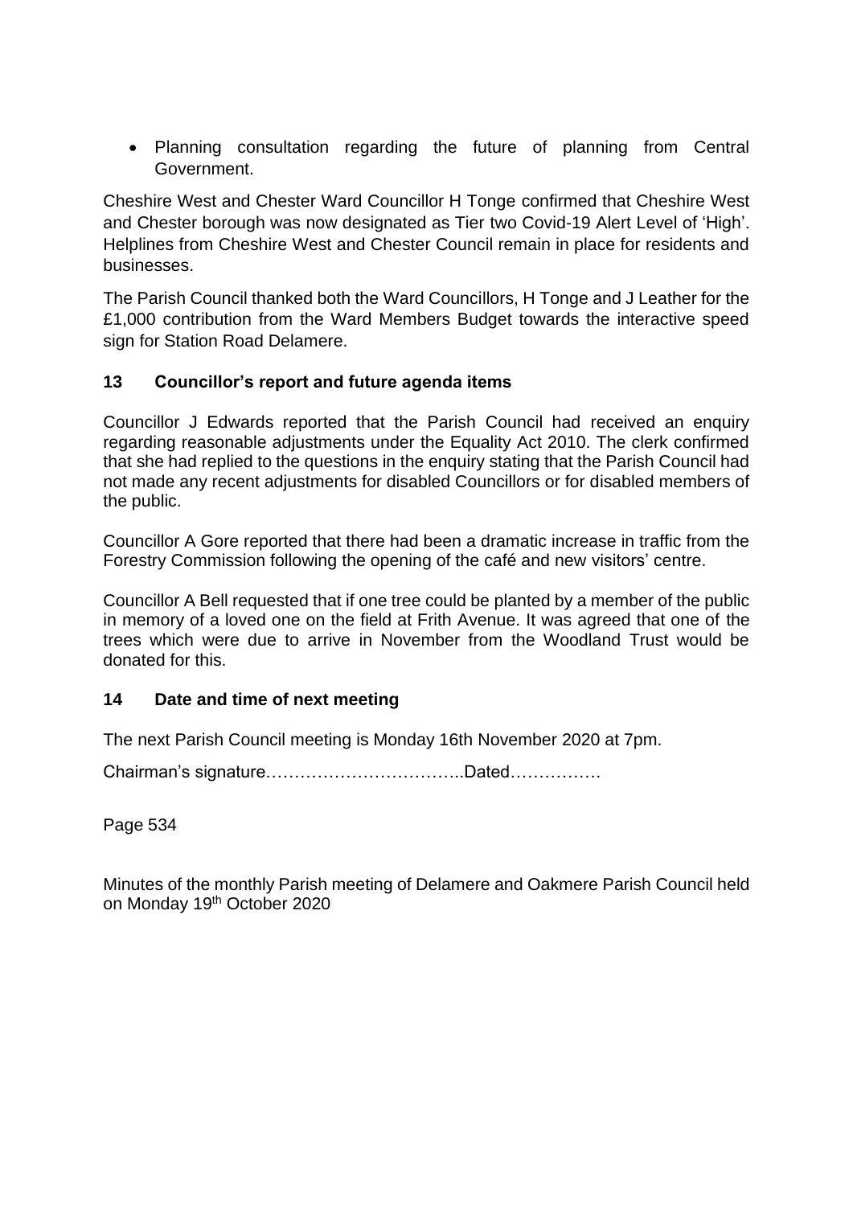- Planning consultation regarding the future of planning from Central Government.

Cheshire West and Chester Ward Councillor H Tonge confirmed that Cheshire West and Chester borough was now designated as Tier two Covid-19 Alert Level of 'High'. Helplines from Cheshire West and Chester Council remain in place for residents and businesses.

The Parish Council thanked both the Ward Councillors, H Tonge and J Leather for the £1,000 contribution from the Ward Members Budget towards the interactive speed sign for Station Road Delamere.

## 13 Councillor's report and future agenda items

Councillor J Edwards reported that the Parish Council had received an enquiry regarding reasonable adjustments under the Equality Act 2010. The clerk confirmed that she had replied to the questions in the enquiry stating that the Parish Council had not made any recent adjustments for disabled Councillors or for disabled members of the public.

Councillor A Gore reported that there had been a dramatic increase in traffic from the Forestry Commission following the opening of the café and new visitors' centre.

Councillor A Bell requested that if one tree could be planted by a member of the public in memory of a loved one on the field at Frith Avenue. It was agreed that one of the trees which were due to arrive in November from the Woodland Trust would be donated for this.

## 14 Date and time of next meeting

The next Parish Council meeting is Monday 16th November 2020 at 7pm.

Chairman's signature……………………………..Dated…………….